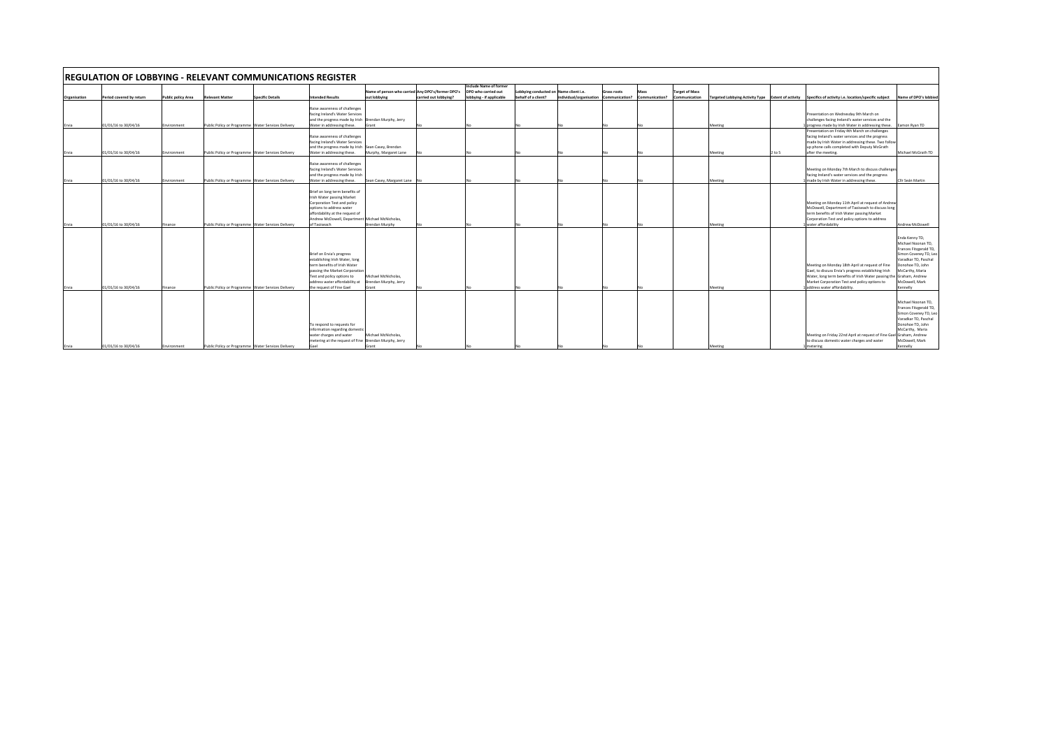# REGULATION OF LOBBYING - RELEVANT COMMUNICATIONS REGISTER

| Organisation | Period covered by return | Public policy Area | Relevant Matter | Specific Details | Intended Results | Name of person who carried out lobbying | Any DPO's/former DPO's carried out lobbying? | Include Name of former DPO who carried out lobbying - if applicable | Lobbying conducted on behalf of a client? | Name client i.e. individual/organisation | Grass roots Communication? | Mass Communication? | Target of Mass Communication | Targeted Lobbying Activity Type | Extent of activity | Specifics of activity i.e. location/specific subject | Name of DPO's lobbied |
|---|---|---|---|---|---|---|---|---|---|---|---|---|---|---|---|---|---|
| Ervia | 01/01/16 to 30/04/16 | Environment | Public Policy or Programme | Water Services Delivery | Raise awareness of challenges facing Ireland's Water Services and the progress made by Irish Water in addressing these. | Brendan Murphy, Jerry Grant | No | No | No | No | No | No | | Meeting | 1 | Presentation on Wednesday 9th March on challenges facing Ireland's water services and the progress made by Irish Water in addressing these. | Eamon Ryan TD |
| Ervia | 01/01/16 to 30/04/16 | Environment | Public Policy or Programme | Water Services Delivery | Raise awareness of challenges facing Ireland's Water Services and the progress made by Irish Water in addressing these. | Sean Casey, Brendan Murphy, Margaret Lane | No | No | No | No | No | No | | Meeting | 2 to 5 | Presentation on Friday 4th March on challenges facing Ireland's water services and the progress made by Irish Water in addressing these. Two follow up phone calls completed with Deputy McGrath after the meeting. | Michael McGrath TD |
| Ervia | 01/01/16 to 30/04/16 | Environment | Public Policy or Programme | Water Services Delivery | Raise awareness of challenges facing Ireland's Water Services and the progress made by Irish Water in addressing these. | Sean Casey, Margaret Lane | No | No | No | No | No | No | | Meeting | 1 | Meeting on Monday 7th March to discuss challenges facing Ireland's water services and the progress made by Irish Water in addressing these. | Cllr Seán Martin |
| Ervia | 01/01/16 to 30/04/16 | Finance | Public Policy or Programme | Water Services Delivery | Brief on long term benefits of Irish Water passing Market Corporation Test and policy options to address water affordability at the request of Andrew McDowell, Department of Taoiseach | Michael McNicholas, Brendan Murphy | No | No | No | No | No | No | | Meeting | 1 | Meeting on Monday 11th April at request of Andrew McDowell, Department of Taoiseach to discuss long term benefits of Irish Water passing Market Corporation Test and policy options to address water affordability | Andrew McDowell |
| Ervia | 01/01/16 to 30/04/16 | Finance | Public Policy or Programme | Water Services Delivery | Brief on Ervia's progress establishing Irish Water, long term benefits of Irish Water passing the Market Corporation Test and policy options to address water affordability at the request of Fine Gael | Michael McNicholas, Brendan Murphy, Jerry Grant | No | No | No | No | No | No | | Meeting | 1 | Meeting on Monday 18th April at request of Fine Gael, to discuss Ervia's progress establishing Irish Water, long term benefits of Irish Water passing the Market Corporation Test and policy options to address water affordability. | Enda Kenny TD, Michael Noonan TD, Frances Fitzgerald TD, Simon Coveney TD, Leo Varadkar TD, Paschal Donohoe TD, John McCarthy, Maria Graham, Andrew McDowell, Mark Kennelly |
| Ervia | 01/01/16 to 30/04/16 | Environment | Public Policy or Programme | Water Services Delivery | To respond to requests for information regarding domestic water charges and water metering at the request of Fine Gael | Michael McNicholas, Brendan Murphy, Jerry Grant | No | No | No | No | No | No | | Meeting | 1 | Meeting on Friday 22nd April at request of Fine Gael to discuss domestic water charges and water metering | Michael Noonan TD, Frances Fitzgerald TD, Simon Coveney TD, Leo Varadkar TD, Paschal Donohoe TD, John McCarthy, Maria Graham, Andrew McDowell, Mark Kennelly |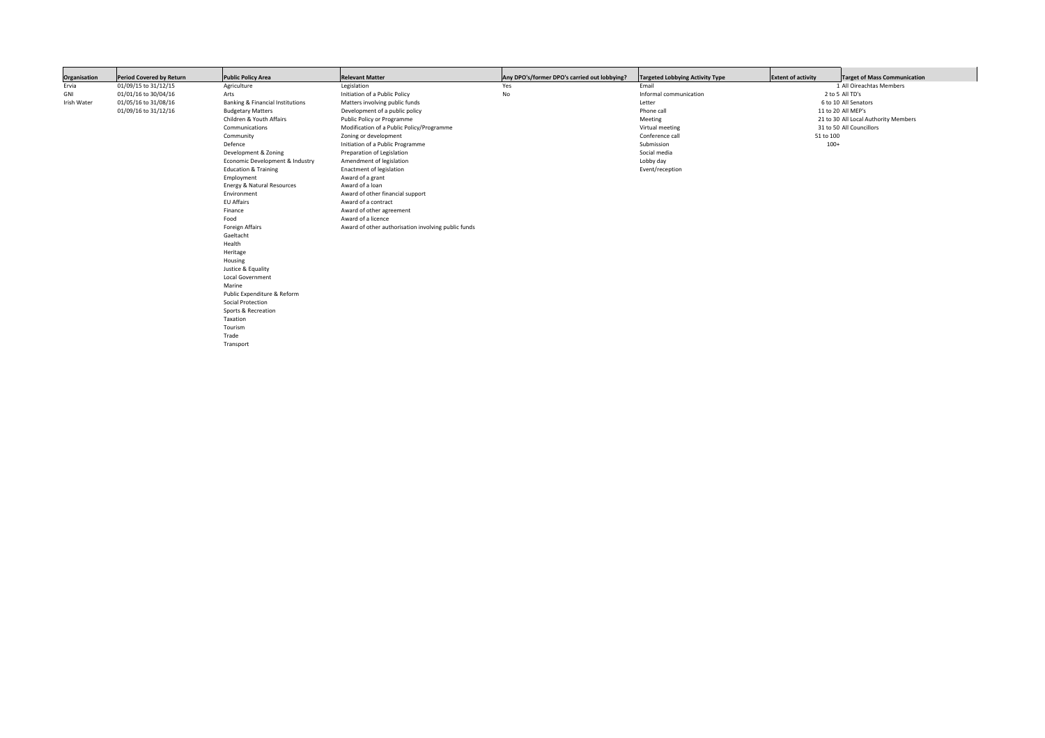| Organisation | Period Covered by Return | Public Policy Area | Relevant Matter | Any DPO's/former DPO's carried out lobbying? | Targeted Lobbying Activity Type | Extent of activity | Target of Mass Communication |
| --- | --- | --- | --- | --- | --- | --- | --- |
| Ervia | 01/09/15 to 31/12/15 | Agriculture | Legislation | Yes | Email | 1 | All Oireachtas Members |
| GNI | 01/01/16 to 30/04/16 | Arts | Initiation of a Public Policy | No | Informal communication | 2 to 5 | All TD's |
| Irish Water | 01/05/16 to 31/08/16 | Banking & Financial Institutions | Matters involving public funds | | Letter | 6 to 10 | All Senators |
| | 01/09/16 to 31/12/16 | Budgetary Matters | Development of a public policy | | Phone call | 11 to 20 | All MEP's |
| | | Children & Youth Affairs | Public Policy or Programme | | Meeting | 21 to 30 | All Local Authority Members |
| | | Communications | Modification of a Public Policy/Programme | | Virtual meeting | 31 to 50 | All Councillors |
| | | Community | Zoning or development | | Conference call | 51 to 100 | |
| | | Defence | Initiation of a Public Programme | | Submission | 100+ | |
| | | Development & Zoning | Preparation of Legislation | | Social media | | |
| | | Economic Development & Industry | Amendment of legislation | | Lobby day | | |
| | | Education & Training | Enactment of legislation | | Event/reception | | |
| | | Employment | Award of a grant | | | | |
| | | Energy & Natural Resources | Award of a loan | | | | |
| | | Environment | Award of other financial support | | | | |
| | | EU Affairs | Award of a contract | | | | |
| | | Finance | Award of other agreement | | | | |
| | | Food | Award of a licence | | | | |
| | | Foreign Affairs | Award of other authorisation involving public funds | | | | |
| | | Gaeltacht | | | | | |
| | | Health | | | | | |
| | | Heritage | | | | | |
| | | Housing | | | | | |
| | | Justice & Equality | | | | | |
| | | Local Government | | | | | |
| | | Marine | | | | | |
| | | Public Expenditure & Reform | | | | | |
| | | Social Protection | | | | | |
| | | Sports & Recreation | | | | | |
| | | Taxation | | | | | |
| | | Tourism | | | | | |
| | | Trade | | | | | |
| | | Transport | | | | | |